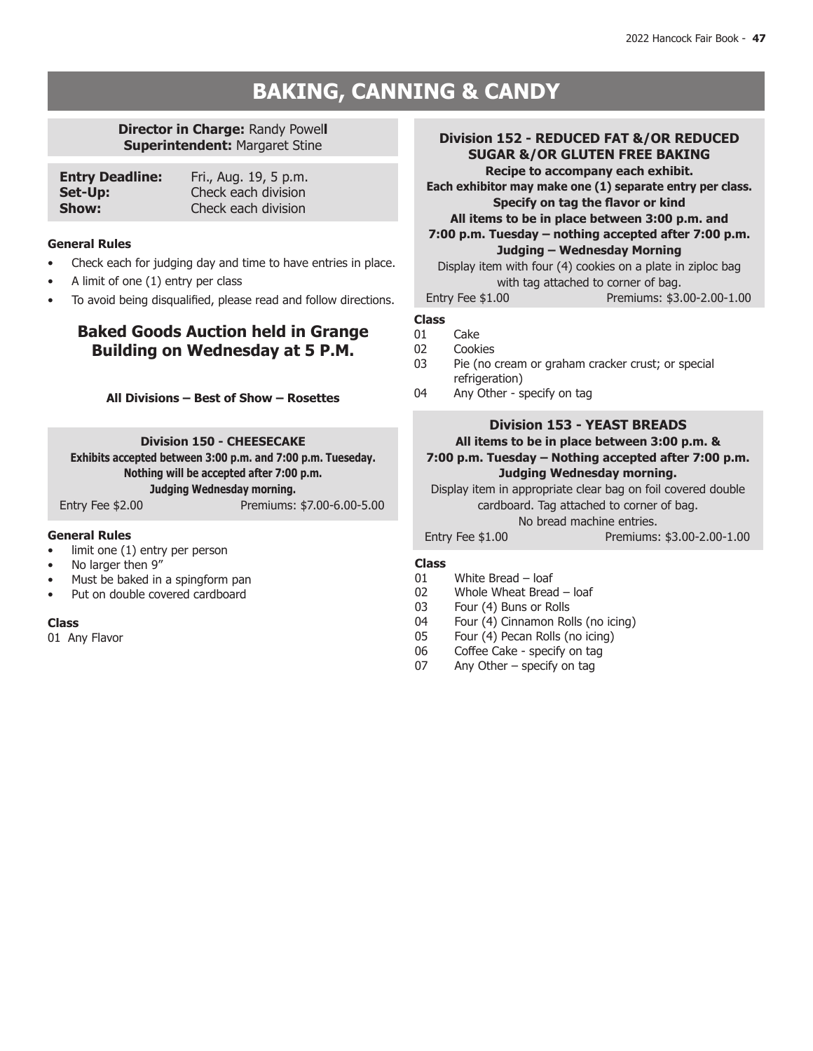# BAKING, CANNING & CANDY

**Director in Charge:** Randy Powell
**Superintendent:** Margaret Stine

| | |
|---|---|
| **Entry Deadline:** | Fri., Aug. 19, 5 p.m. |
| **Set-Up:** | Check each division |
| **Show:** | Check each division |

**General Rules**

- Check each for judging day and time to have entries in place.
- A limit of one (1) entry per class
- To avoid being disqualified, please read and follow directions.

## Baked Goods Auction held in Grange Building on Wednesday at 5 P.M.

**All Divisions – Best of Show – Rosettes**

### Division 150 - CHEESECAKE

**Exhibits accepted between 3:00 p.m. and 7:00 p.m. Tueseday.**
**Nothing will be accepted after 7:00 p.m.**
**Judging Wednesday morning.**

Entry Fee $2.00 Premiums: $7.00-6.00-5.00

**General Rules**

- limit one (1) entry per person
- No larger then 9"
- Must be baked in a spingform pan
- Put on double covered cardboard

**Class**

01 Any Flavor

### Division 152 - REDUCED FAT &/OR REDUCED SUGAR &/OR GLUTEN FREE BAKING

**Recipe to accompany each exhibit.**
**Each exhibitor may make one (1) separate entry per class.**
**Specify on tag the flavor or kind**
**All items to be in place between 3:00 p.m. and 7:00 p.m. Tuesday – nothing accepted after 7:00 p.m.**
**Judging – Wednesday Morning**

Display item with four (4) cookies on a plate in ziploc bag with tag attached to corner of bag.

Entry Fee $1.00 Premiums: $3.00-2.00-1.00

**Class**

01 Cake
02 Cookies
03 Pie (no cream or graham cracker crust; or special refrigeration)
04 Any Other - specify on tag

### Division 153 - YEAST BREADS

**All items to be in place between 3:00 p.m. & 7:00 p.m. Tuesday – Nothing accepted after 7:00 p.m.**
**Judging Wednesday morning.**

Display item in appropriate clear bag on foil covered double cardboard. Tag attached to corner of bag.
No bread machine entries.

Entry Fee $1.00 Premiums: $3.00-2.00-1.00

**Class**

01 White Bread – loaf
02 Whole Wheat Bread – loaf
03 Four (4) Buns or Rolls
04 Four (4) Cinnamon Rolls (no icing)
05 Four (4) Pecan Rolls (no icing)
06 Coffee Cake - specify on tag
07 Any Other – specify on tag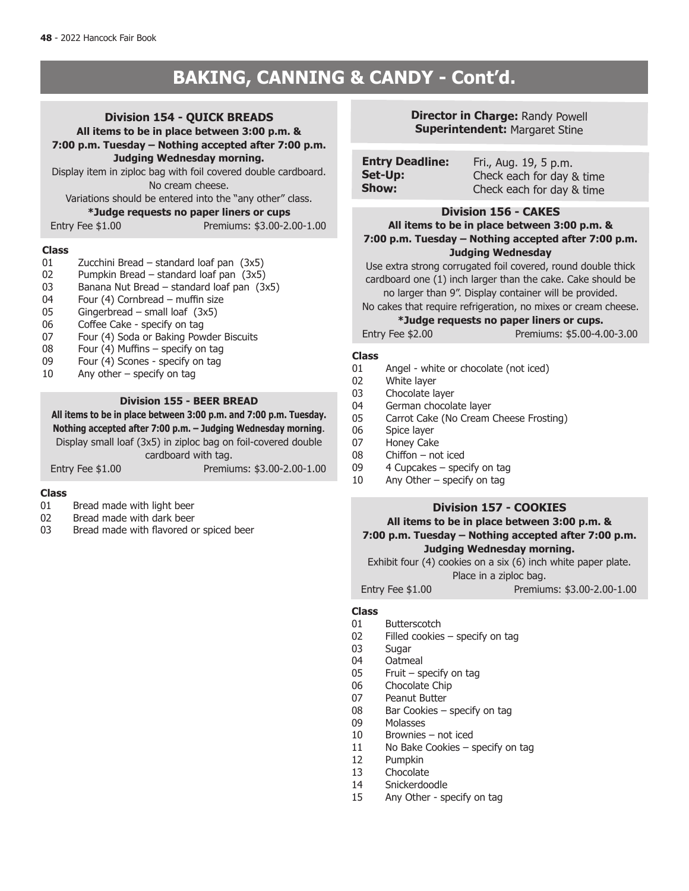# BAKING, CANNING & CANDY - Cont'd.

## Division 154 - QUICK BREADS

**All items to be in place between 3:00 p.m. & 7:00 p.m. Tuesday – Nothing accepted after 7:00 p.m. Judging Wednesday morning.**

Display item in ziploc bag with foil covered double cardboard. No cream cheese.

Variations should be entered into the "any other" class.

**\*Judge requests no paper liners or cups**

Entry Fee $1.00 — Premiums: $3.00-2.00-1.00

**Class**

- 01 Zucchini Bread – standard loaf pan (3x5)
- 02 Pumpkin Bread – standard loaf pan (3x5)
- 03 Banana Nut Bread – standard loaf pan (3x5)
- 04 Four (4) Cornbread – muffin size
- 05 Gingerbread – small loaf (3x5)
- 06 Coffee Cake - specify on tag
- 07 Four (4) Soda or Baking Powder Biscuits
- 08 Four (4) Muffins – specify on tag
- 09 Four (4) Scones - specify on tag
- 10 Any other – specify on tag

## Division 155 - BEER BREAD

**All items to be in place between 3:00 p.m. and 7:00 p.m. Tuesday. Nothing accepted after 7:00 p.m. – Judging Wednesday morning**.

Display small loaf (3x5) in ziploc bag on foil-covered double cardboard with tag.

Entry Fee $1.00 — Premiums: $3.00-2.00-1.00

**Class**

- 01 Bread made with light beer
- 02 Bread made with dark beer
- 03 Bread made with flavored or spiced beer

**Director in Charge:** Randy Powell
**Superintendent:** Margaret Stine

**Entry Deadline:** Fri., Aug. 19, 5 p.m.
**Set-Up:** Check each for day & time
**Show:** Check each for day & time

## Division 156 - CAKES

**All items to be in place between 3:00 p.m. & 7:00 p.m. Tuesday – Nothing accepted after 7:00 p.m. Judging Wednesday**

Use extra strong corrugated foil covered, round double thick cardboard one (1) inch larger than the cake. Cake should be no larger than 9". Display container will be provided.

No cakes that require refrigeration, no mixes or cream cheese.

**\*Judge requests no paper liners or cups.**

Entry Fee $2.00 — Premiums: $5.00-4.00-3.00

**Class**

- 01 Angel - white or chocolate (not iced)
- 02 White layer
- 03 Chocolate layer
- 04 German chocolate layer
- 05 Carrot Cake (No Cream Cheese Frosting)
- 06 Spice layer
- 07 Honey Cake
- 08 Chiffon – not iced
- 09 4 Cupcakes – specify on tag
- 10 Any Other – specify on tag

## Division 157 - COOKIES

**All items to be in place between 3:00 p.m. & 7:00 p.m. Tuesday – Nothing accepted after 7:00 p.m. Judging Wednesday morning.**

Exhibit four (4) cookies on a six (6) inch white paper plate. Place in a ziploc bag.

Entry Fee $1.00 — Premiums: $3.00-2.00-1.00

**Class**

- 01 Butterscotch
- 02 Filled cookies – specify on tag
- 03 Sugar
- 04 Oatmeal
- 05 Fruit – specify on tag
- 06 Chocolate Chip
- 07 Peanut Butter
- 08 Bar Cookies – specify on tag
- 09 Molasses
- 10 Brownies – not iced
- 11 No Bake Cookies – specify on tag
- 12 Pumpkin
- 13 Chocolate
- 14 Snickerdoodle
- 15 Any Other - specify on tag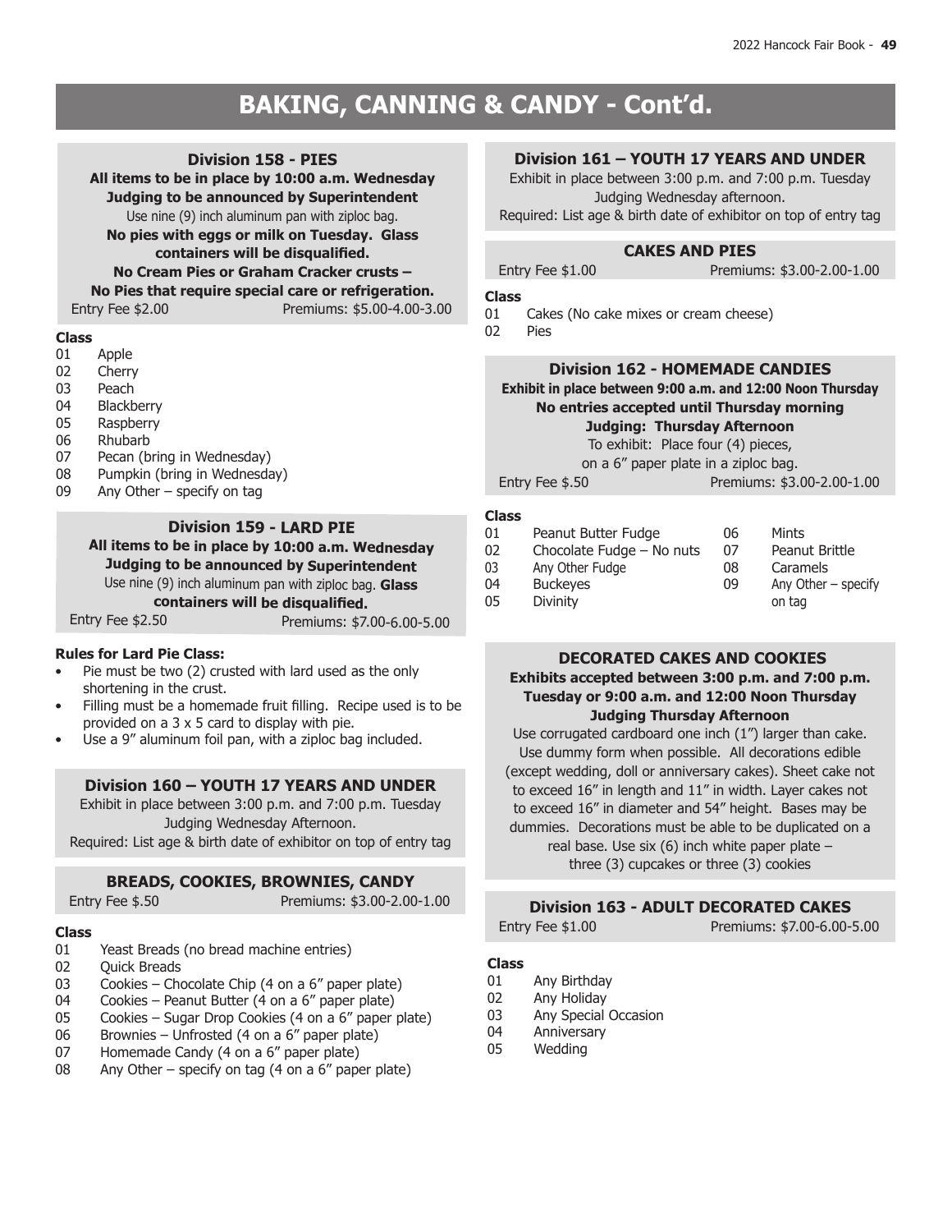# BAKING, CANNING & CANDY - Cont'd.

## Division 158 - PIES

**All items to be in place by 10:00 a.m. Wednesday**
**Judging to be announced by Superintendent**
Use nine (9) inch aluminum pan with ziploc bag.
**No pies with eggs or milk on Tuesday. Glass containers will be disqualified.**
**No Cream Pies or Graham Cracker crusts – No Pies that require special care or refrigeration.**

Entry Fee $2.00 Premiums: $5.00-4.00-3.00

**Class**
- 01 Apple
- 02 Cherry
- 03 Peach
- 04 Blackberry
- 05 Raspberry
- 06 Rhubarb
- 07 Pecan (bring in Wednesday)
- 08 Pumpkin (bring in Wednesday)
- 09 Any Other – specify on tag

## Division 159 - LARD PIE

**All items to be in place by 10:00 a.m. Wednesday**
**Judging to be announced by Superintendent**
Use nine (9) inch aluminum pan with ziploc bag. **Glass containers will be disqualified.**

Entry Fee $2.50 Premiums: $7.00-6.00-5.00

**Rules for Lard Pie Class:**
- Pie must be two (2) crusted with lard used as the only shortening in the crust.
- Filling must be a homemade fruit filling. Recipe used is to be provided on a 3 x 5 card to display with pie.
- Use a 9" aluminum foil pan, with a ziploc bag included.

## Division 160 – YOUTH 17 YEARS AND UNDER

Exhibit in place between 3:00 p.m. and 7:00 p.m. Tuesday
Judging Wednesday Afternoon.
Required: List age & birth date of exhibitor on top of entry tag

### BREADS, COOKIES, BROWNIES, CANDY

Entry Fee $.50 Premiums: $3.00-2.00-1.00

**Class**
- 01 Yeast Breads (no bread machine entries)
- 02 Quick Breads
- 03 Cookies – Chocolate Chip (4 on a 6" paper plate)
- 04 Cookies – Peanut Butter (4 on a 6" paper plate)
- 05 Cookies – Sugar Drop Cookies (4 on a 6" paper plate)
- 06 Brownies – Unfrosted (4 on a 6" paper plate)
- 07 Homemade Candy (4 on a 6" paper plate)
- 08 Any Other – specify on tag (4 on a 6" paper plate)

## Division 161 – YOUTH 17 YEARS AND UNDER

Exhibit in place between 3:00 p.m. and 7:00 p.m. Tuesday
Judging Wednesday afternoon.
Required: List age & birth date of exhibitor on top of entry tag

### CAKES AND PIES

Entry Fee $1.00 Premiums: $3.00-2.00-1.00

**Class**
- 01 Cakes (No cake mixes or cream cheese)
- 02 Pies

## Division 162 - HOMEMADE CANDIES

**Exhibit in place between 9:00 a.m. and 12:00 Noon Thursday**
**No entries accepted until Thursday morning**
**Judging: Thursday Afternoon**
To exhibit: Place four (4) pieces, on a 6" paper plate in a ziploc bag.

Entry Fee $.50 Premiums: $3.00-2.00-1.00

**Class**
- 01 Peanut Butter Fudge
- 02 Chocolate Fudge – No nuts
- 03 Any Other Fudge
- 04 Buckeyes
- 05 Divinity
- 06 Mints
- 07 Peanut Brittle
- 08 Caramels
- 09 Any Other – specify on tag

### DECORATED CAKES AND COOKIES

**Exhibits accepted between 3:00 p.m. and 7:00 p.m. Tuesday or 9:00 a.m. and 12:00 Noon Thursday**
**Judging Thursday Afternoon**

Use corrugated cardboard one inch (1") larger than cake. Use dummy form when possible. All decorations edible (except wedding, doll or anniversary cakes). Sheet cake not to exceed 16" in length and 11" in width. Layer cakes not to exceed 16" in diameter and 54" height. Bases may be dummies. Decorations must be able to be duplicated on a real base. Use six (6) inch white paper plate – three (3) cupcakes or three (3) cookies

## Division 163 - ADULT DECORATED CAKES

Entry Fee $1.00 Premiums: $7.00-6.00-5.00

**Class**
- 01 Any Birthday
- 02 Any Holiday
- 03 Any Special Occasion
- 04 Anniversary
- 05 Wedding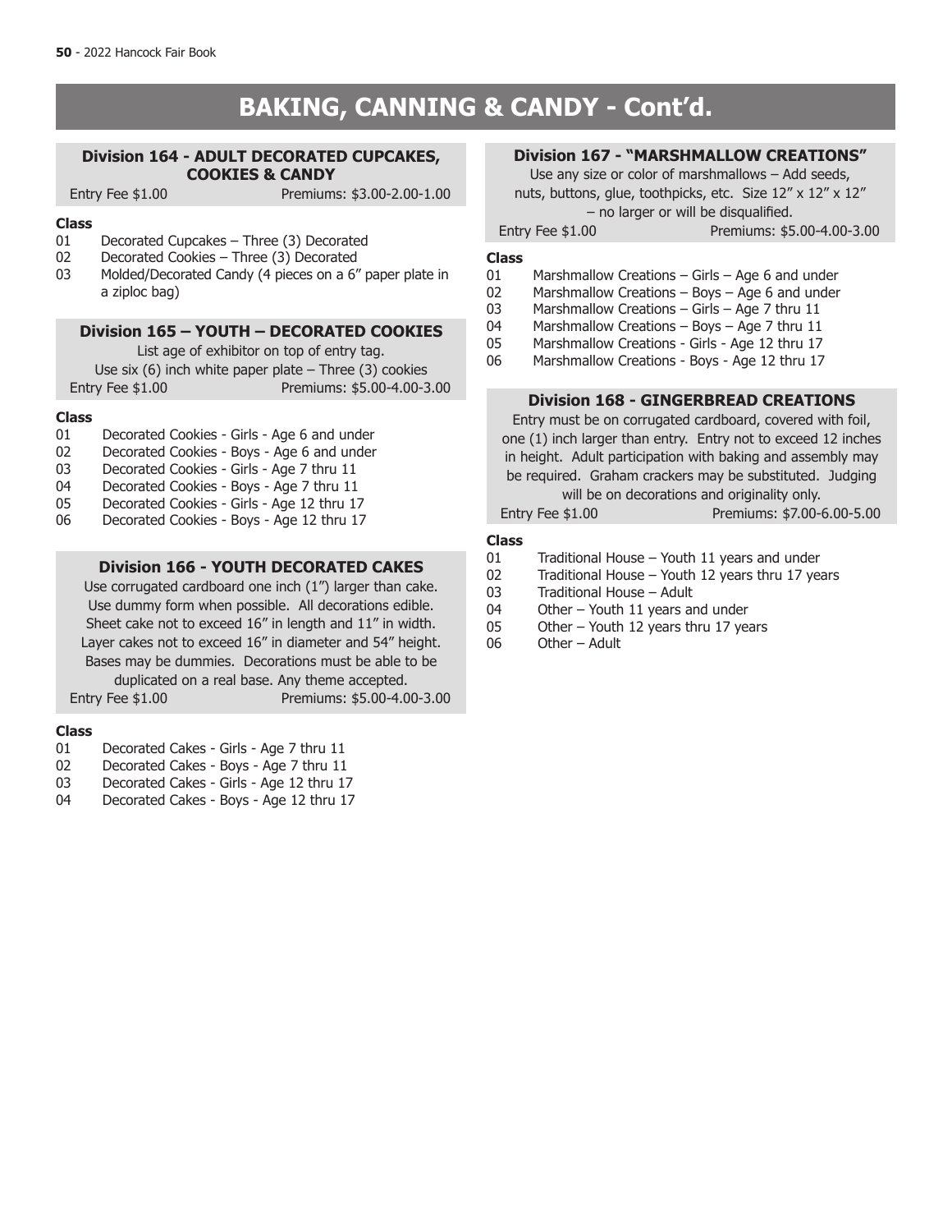# BAKING, CANNING & CANDY - Cont'd.

## Division 164 - ADULT DECORATED CUPCAKES, COOKIES & CANDY

Entry Fee $1.00 Premiums: $3.00-2.00-1.00

**Class**

01 Decorated Cupcakes – Three (3) Decorated
02 Decorated Cookies – Three (3) Decorated
03 Molded/Decorated Candy (4 pieces on a 6" paper plate in a ziploc bag)

## Division 165 – YOUTH – DECORATED COOKIES

List age of exhibitor on top of entry tag.
Use six (6) inch white paper plate – Three (3) cookies

Entry Fee $1.00 Premiums: $5.00-4.00-3.00

**Class**

01 Decorated Cookies - Girls - Age 6 and under
02 Decorated Cookies - Boys - Age 6 and under
03 Decorated Cookies - Girls - Age 7 thru 11
04 Decorated Cookies - Boys - Age 7 thru 11
05 Decorated Cookies - Girls - Age 12 thru 17
06 Decorated Cookies - Boys - Age 12 thru 17

## Division 166 - YOUTH DECORATED CAKES

Use corrugated cardboard one inch (1") larger than cake. Use dummy form when possible. All decorations edible. Sheet cake not to exceed 16" in length and 11" in width. Layer cakes not to exceed 16" in diameter and 54" height. Bases may be dummies. Decorations must be able to be duplicated on a real base. Any theme accepted.

Entry Fee $1.00 Premiums: $5.00-4.00-3.00

**Class**

01 Decorated Cakes - Girls - Age 7 thru 11
02 Decorated Cakes - Boys - Age 7 thru 11
03 Decorated Cakes - Girls - Age 12 thru 17
04 Decorated Cakes - Boys - Age 12 thru 17

## Division 167 - "MARSHMALLOW CREATIONS"

Use any size or color of marshmallows – Add seeds, nuts, buttons, glue, toothpicks, etc. Size 12" x 12" x 12" – no larger or will be disqualified.

Entry Fee $1.00 Premiums: $5.00-4.00-3.00

**Class**

01 Marshmallow Creations – Girls – Age 6 and under
02 Marshmallow Creations – Boys – Age 6 and under
03 Marshmallow Creations – Girls – Age 7 thru 11
04 Marshmallow Creations – Boys – Age 7 thru 11
05 Marshmallow Creations - Girls - Age 12 thru 17
06 Marshmallow Creations - Boys - Age 12 thru 17

## Division 168 - GINGERBREAD CREATIONS

Entry must be on corrugated cardboard, covered with foil, one (1) inch larger than entry. Entry not to exceed 12 inches in height. Adult participation with baking and assembly may be required. Graham crackers may be substituted. Judging will be on decorations and originality only.

Entry Fee $1.00 Premiums: $7.00-6.00-5.00

**Class**

01 Traditional House – Youth 11 years and under
02 Traditional House – Youth 12 years thru 17 years
03 Traditional House – Adult
04 Other – Youth 11 years and under
05 Other – Youth 12 years thru 17 years
06 Other – Adult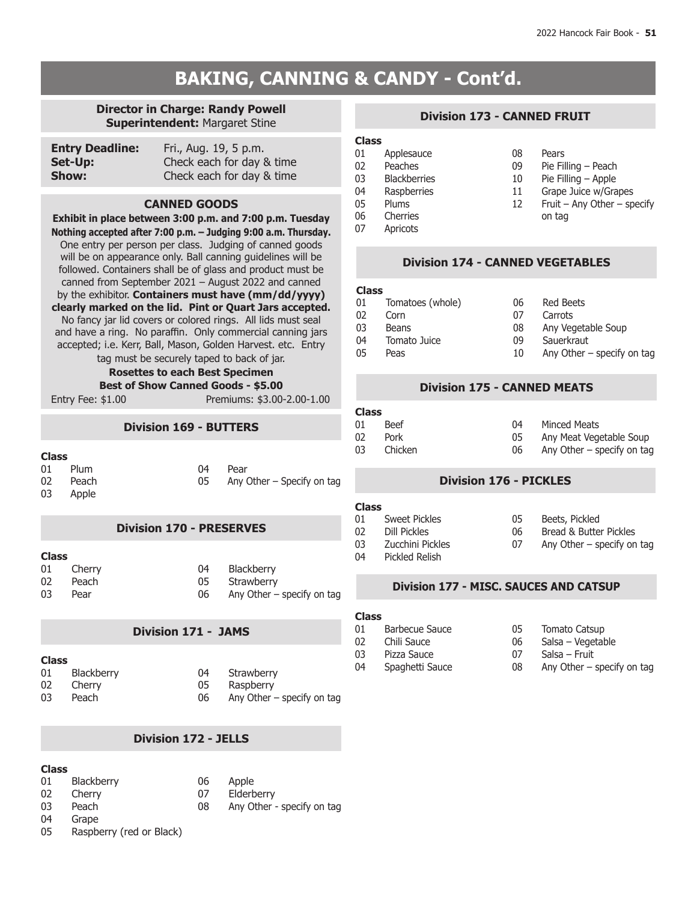# BAKING, CANNING & CANDY - Cont'd.

**Director in Charge: Randy Powell**
**Superintendent:** Margaret Stine

| | |
|---|---|
| **Entry Deadline:** | Fri., Aug. 19, 5 p.m. |
| **Set-Up:** | Check each for day & time |
| **Show:** | Check each for day & time |

## CANNED GOODS

**Exhibit in place between 3:00 p.m. and 7:00 p.m. Tuesday**
**Nothing accepted after 7:00 p.m. – Judging 9:00 a.m. Thursday.**
One entry per person per class. Judging of canned goods will be on appearance only. Ball canning guidelines will be followed. Containers shall be of glass and product must be canned from September 2021 – August 2022 and canned by the exhibitor. **Containers must have (mm/dd/yyyy) clearly marked on the lid. Pint or Quart Jars accepted.** No fancy jar lid covers or colored rings. All lids must seal and have a ring. No paraffin. Only commercial canning jars accepted; i.e. Kerr, Ball, Mason, Golden Harvest. etc. Entry tag must be securely taped to back of jar.

**Rosettes to each Best Specimen**
**Best of Show Canned Goods - $5.00**

Entry Fee: $1.00 Premiums: $3.00-2.00-1.00

### Division 169 - BUTTERS

**Class**
01 Plum
02 Peach
03 Apple
04 Pear
05 Any Other – Specify on tag

### Division 170 - PRESERVES

**Class**
01 Cherry
02 Peach
03 Pear
04 Blackberry
05 Strawberry
06 Any Other – specify on tag

### Division 171 - JAMS

**Class**
01 Blackberry
02 Cherry
03 Peach
04 Strawberry
05 Raspberry
06 Any Other – specify on tag

### Division 172 - JELLS

**Class**
01 Blackberry
02 Cherry
03 Peach
04 Grape
05 Raspberry (red or Black)
06 Apple
07 Elderberry
08 Any Other - specify on tag

### Division 173 - CANNED FRUIT

**Class**
01 Applesauce
02 Peaches
03 Blackberries
04 Raspberries
05 Plums
06 Cherries
07 Apricots
08 Pears
09 Pie Filling – Peach
10 Pie Filling – Apple
11 Grape Juice w/Grapes
12 Fruit – Any Other – specify on tag

### Division 174 - CANNED VEGETABLES

**Class**
01 Tomatoes (whole)
02 Corn
03 Beans
04 Tomato Juice
05 Peas
06 Red Beets
07 Carrots
08 Any Vegetable Soup
09 Sauerkraut
10 Any Other – specify on tag

### Division 175 - CANNED MEATS

**Class**
01 Beef
02 Pork
03 Chicken
04 Minced Meats
05 Any Meat Vegetable Soup
06 Any Other – specify on tag

### Division 176 - PICKLES

**Class**
01 Sweet Pickles
02 Dill Pickles
03 Zucchini Pickles
04 Pickled Relish
05 Beets, Pickled
06 Bread & Butter Pickles
07 Any Other – specify on tag

### Division 177 - MISC. SAUCES AND CATSUP

**Class**
01 Barbecue Sauce
02 Chili Sauce
03 Pizza Sauce
04 Spaghetti Sauce
05 Tomato Catsup
06 Salsa – Vegetable
07 Salsa – Fruit
08 Any Other – specify on tag